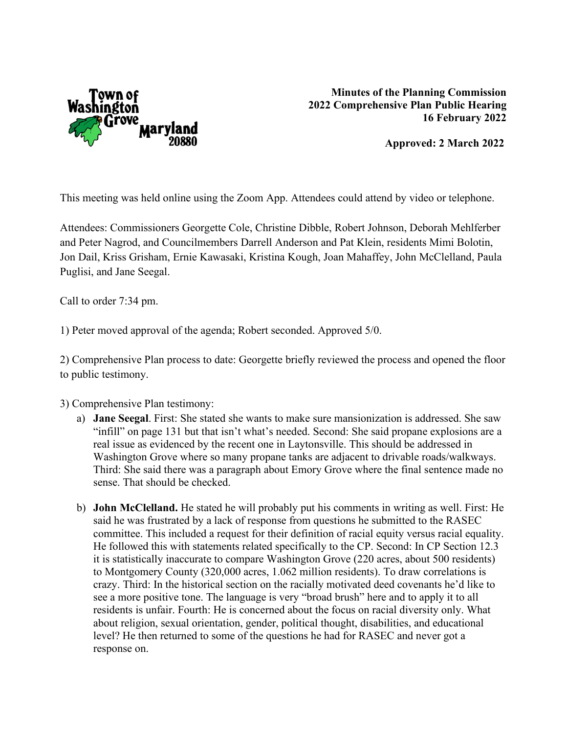Town of Washington Grove Maryland 20880

**Minutes of the Planning Commission**
**2022 Comprehensive Plan Public Hearing**
**16 February 2022**

**Approved: 2 March 2022**

This meeting was held online using the Zoom App. Attendees could attend by video or telephone.

Attendees: Commissioners Georgette Cole, Christine Dibble, Robert Johnson, Deborah Mehlferber and Peter Nagrod, and Councilmembers Darrell Anderson and Pat Klein, residents Mimi Bolotin, Jon Dail, Kriss Grisham, Ernie Kawasaki, Kristina Kough, Joan Mahaffey, John McClelland, Paula Puglisi, and Jane Seegal.

Call to order 7:34 pm.

1) Peter moved approval of the agenda; Robert seconded. Approved 5/0.

2) Comprehensive Plan process to date: Georgette briefly reviewed the process and opened the floor to public testimony.

3) Comprehensive Plan testimony:

a) **Jane Seegal**. First: She stated she wants to make sure mansionization is addressed. She saw "infill" on page 131 but that isn't what's needed. Second: She said propane explosions are a real issue as evidenced by the recent one in Laytonsville. This should be addressed in Washington Grove where so many propane tanks are adjacent to drivable roads/walkways. Third: She said there was a paragraph about Emory Grove where the final sentence made no sense. That should be checked.

b) **John McClelland.** He stated he will probably put his comments in writing as well. First: He said he was frustrated by a lack of response from questions he submitted to the RASEC committee. This included a request for their definition of racial equity versus racial equality. He followed this with statements related specifically to the CP. Second: In CP Section 12.3 it is statistically inaccurate to compare Washington Grove (220 acres, about 500 residents) to Montgomery County (320,000 acres, 1.062 million residents). To draw correlations is crazy. Third: In the historical section on the racially motivated deed covenants he'd like to see a more positive tone. The language is very "broad brush" here and to apply it to all residents is unfair. Fourth: He is concerned about the focus on racial diversity only. What about religion, sexual orientation, gender, political thought, disabilities, and educational level? He then returned to some of the questions he had for RASEC and never got a response on.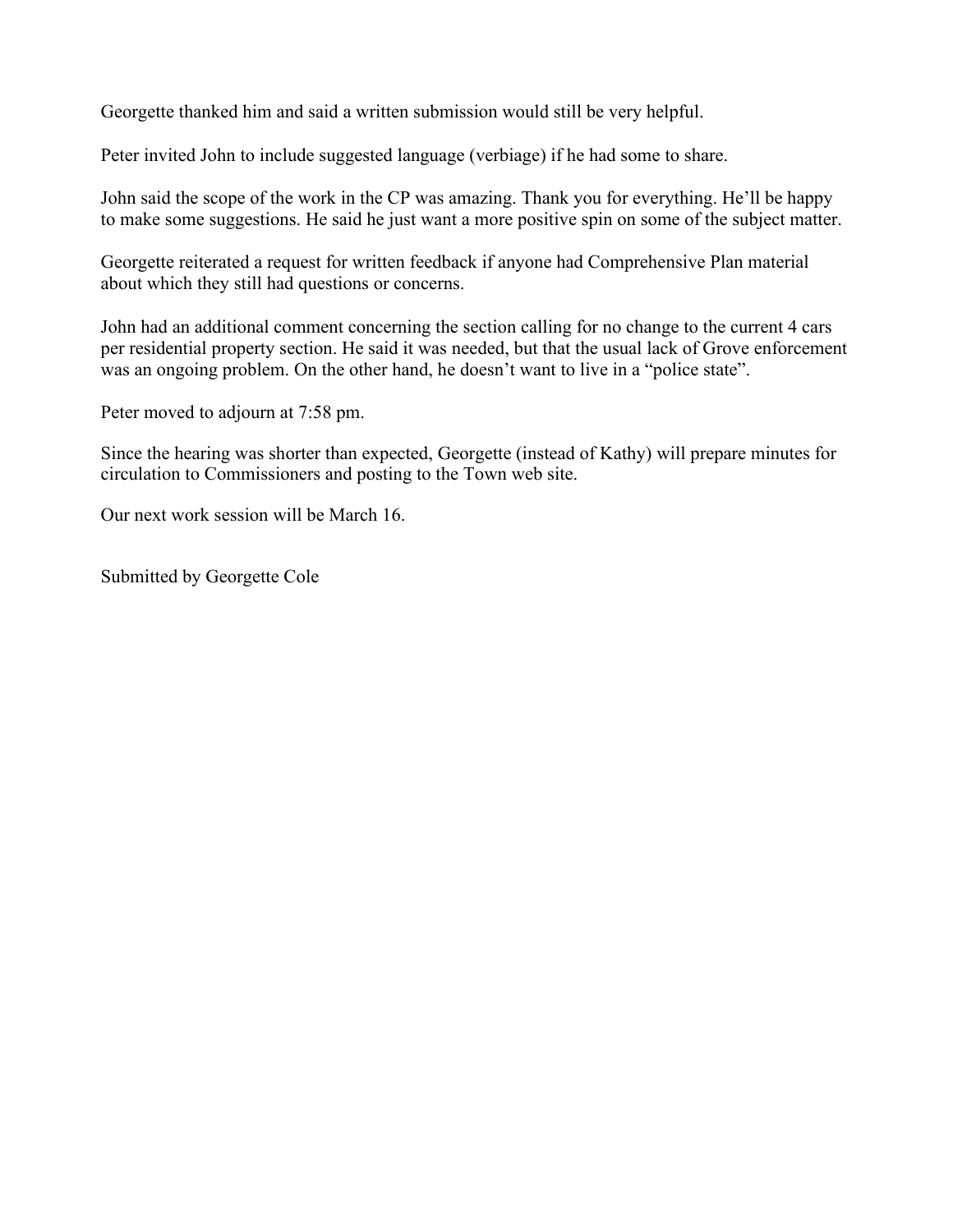Georgette thanked him and said a written submission would still be very helpful.

Peter invited John to include suggested language (verbiage) if he had some to share.

John said the scope of the work in the CP was amazing. Thank you for everything. He'll be happy to make some suggestions. He said he just want a more positive spin on some of the subject matter.

Georgette reiterated a request for written feedback if anyone had Comprehensive Plan material about which they still had questions or concerns.

John had an additional comment concerning the section calling for no change to the current 4 cars per residential property section. He said it was needed, but that the usual lack of Grove enforcement was an ongoing problem. On the other hand, he doesn't want to live in a "police state".

Peter moved to adjourn at 7:58 pm.

Since the hearing was shorter than expected, Georgette (instead of Kathy) will prepare minutes for circulation to Commissioners and posting to the Town web site.

Our next work session will be March 16.

Submitted by Georgette Cole